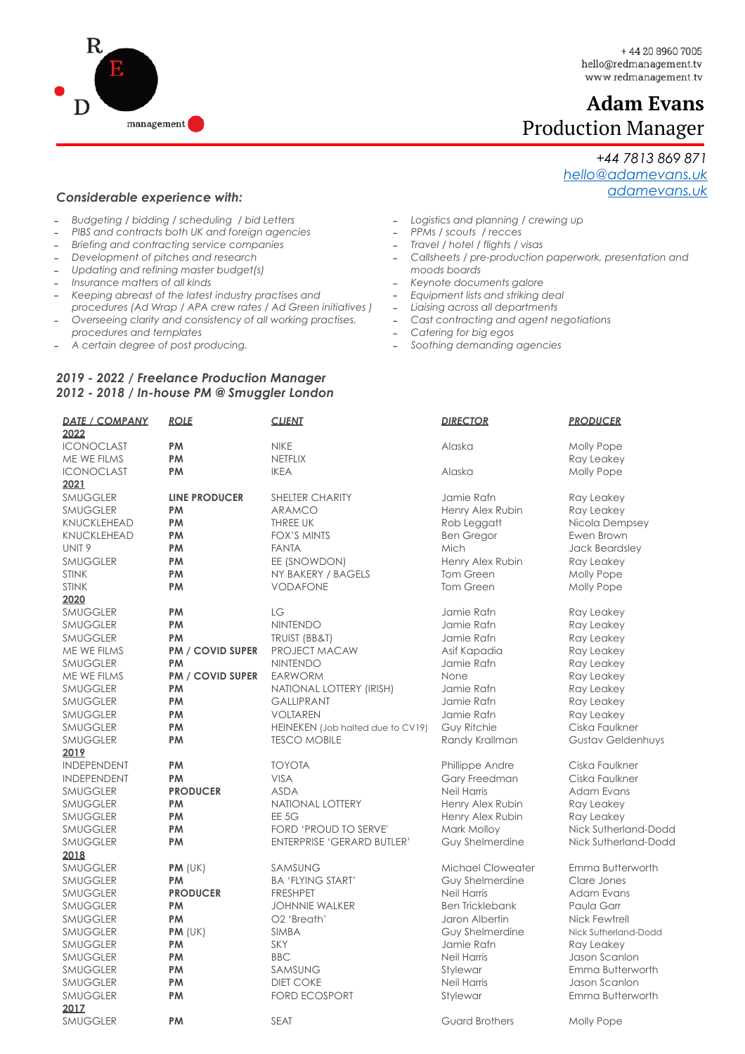R E D management

+44 20 8960 7005
hello@redmanagement.tv
www.redmanagement.tv

# Adam Evans
## Production Manager

*+44 7813 869 871*
*[hello@adamevans.uk](mailto:hello@adamevans.uk)*
*[adamevans.uk](adamevans.uk)*

### *Considerable experience with:*

- *Budgeting / bidding / scheduling / bid Letters*
- *PIBS and contracts both UK and foreign agencies*
- *Briefing and contracting service companies*
- *Development of pitches and research*
- *Updating and refining master budget(s)*
- *Insurance matters of all kinds*
- *Keeping abreast of the latest industry practises and procedures (Ad Wrap / APA crew rates / Ad Green initiatives )*
- *Overseeing clarity and consistency of all working practises, procedures and templates*
- *A certain degree of post producing.*
- *Logistics and planning / crewing up*
- *PPMs / scouts / recces*
- *Travel / hotel / flights / visas*
- *Callsheets / pre-production paperwork, presentation and moods boards*
- *Keynote documents galore*
- *Equipment lists and striking deal*
- *Liaising across all departments*
- *Cast contracting and agent negotiations*
- *Catering for big egos*
- *Soothing demanding agencies*

### *2019 - 2022 / Freelance Production Manager*
### *2012 - 2018 / In-house PM @ Smuggler London*

| DATE / COMPANY | ROLE | CLIENT | DIRECTOR | PRODUCER |
|---|---|---|---|---|
| **2022** | | | | |
| ICONOCLAST | **PM** | NIKE | Alaska | Molly Pope |
| ME WE FILMS | **PM** | NETFLIX | | Ray Leakey |
| ICONOCLAST | **PM** | IKEA | Alaska | Molly Pope |
| **2021** | | | | |
| SMUGGLER | **LINE PRODUCER** | SHELTER CHARITY | Jamie Rafn | Ray Leakey |
| SMUGGLER | **PM** | ARAMCO | Henry Alex Rubin | Ray Leakey |
| KNUCKLEHEAD | **PM** | THREE UK | Rob Leggatt | Nicola Dempsey |
| KNUCKLEHEAD | **PM** | FOX'S MINTS | Ben Gregor | Ewen Brown |
| UNIT 9 | **PM** | FANTA | Mich | Jack Beardsley |
| SMUGGLER | **PM** | EE (SNOWDON) | Henry Alex Rubin | Ray Leakey |
| STINK | **PM** | NY BAKERY / BAGELS | Tom Green | Molly Pope |
| STINK | **PM** | VODAFONE | Tom Green | Molly Pope |
| **2020** | | | | |
| SMUGGLER | **PM** | LG | Jamie Rafn | Ray Leakey |
| SMUGGLER | **PM** | NINTENDO | Jamie Rafn | Ray Leakey |
| SMUGGLER | **PM** | TRUIST (BB&T) | Jamie Rafn | Ray Leakey |
| ME WE FILMS | **PM / COVID SUPER** | PROJECT MACAW | Asif Kapadia | Ray Leakey |
| SMUGGLER | **PM** | NINTENDO | Jamie Rafn | Ray Leakey |
| ME WE FILMS | **PM / COVID SUPER** | EARWORM | None | Ray Leakey |
| SMUGGLER | **PM** | NATIONAL LOTTERY (IRISH) | Jamie Rafn | Ray Leakey |
| SMUGGLER | **PM** | GALLIPRANT | Jamie Rafn | Ray Leakey |
| SMUGGLER | **PM** | VOLTAREN | Jamie Rafn | Ray Leakey |
| SMUGGLER | **PM** | HEINEKEN (Job halted due to CV19) | Guy Ritchie | Ciska Faulkner |
| SMUGGLER | **PM** | TESCO MOBILE | Randy Krallman | Gustav Geldenhuys |
| **2019** | | | | |
| INDEPENDENT | **PM** | TOYOTA | Phillippe Andre | Ciska Faulkner |
| INDEPENDENT | **PM** | VISA | Gary Freedman | Ciska Faulkner |
| SMUGGLER | **PRODUCER** | ASDA | Neil Harris | Adam Evans |
| SMUGGLER | **PM** | NATIONAL LOTTERY | Henry Alex Rubin | Ray Leakey |
| SMUGGLER | **PM** | EE 5G | Henry Alex Rubin | Ray Leakey |
| SMUGGLER | **PM** | FORD 'PROUD TO SERVE' | Mark Molloy | Nick Sutherland-Dodd |
| SMUGGLER | **PM** | ENTERPRISE 'GERARD BUTLER' | Guy Shelmerdine | Nick Sutherland-Dodd |
| **2018** | | | | |
| SMUGGLER | **PM** (UK) | SAMSUNG | Michael Cloweater | Emma Butterworth |
| SMUGGLER | **PM** | BA 'FLYING START' | Guy Shelmerdine | Clare Jones |
| SMUGGLER | **PRODUCER** | FRESHPET | Neil Harris | Adam Evans |
| SMUGGLER | **PM** | JOHNNIE WALKER | Ben Tricklebank | Paula Garr |
| SMUGGLER | **PM** | O2 'Breath' | Jaron Albertin | Nick Fewtrell |
| SMUGGLER | **PM** (UK) | SIMBA | Guy Shelmerdine | Nick Sutherland-Dodd |
| SMUGGLER | **PM** | SKY | Jamie Rafn | Ray Leakey |
| SMUGGLER | **PM** | BBC | Neil Harris | Jason Scanlon |
| SMUGGLER | **PM** | SAMSUNG | Stylewar | Emma Butterworth |
| SMUGGLER | **PM** | DIET COKE | Neil Harris | Jason Scanlon |
| SMUGGLER | **PM** | FORD ECOSPORT | Stylewar | Emma Butterworth |
| **2017** | | | | |
| SMUGGLER | **PM** | SEAT | Guard Brothers | Molly Pope |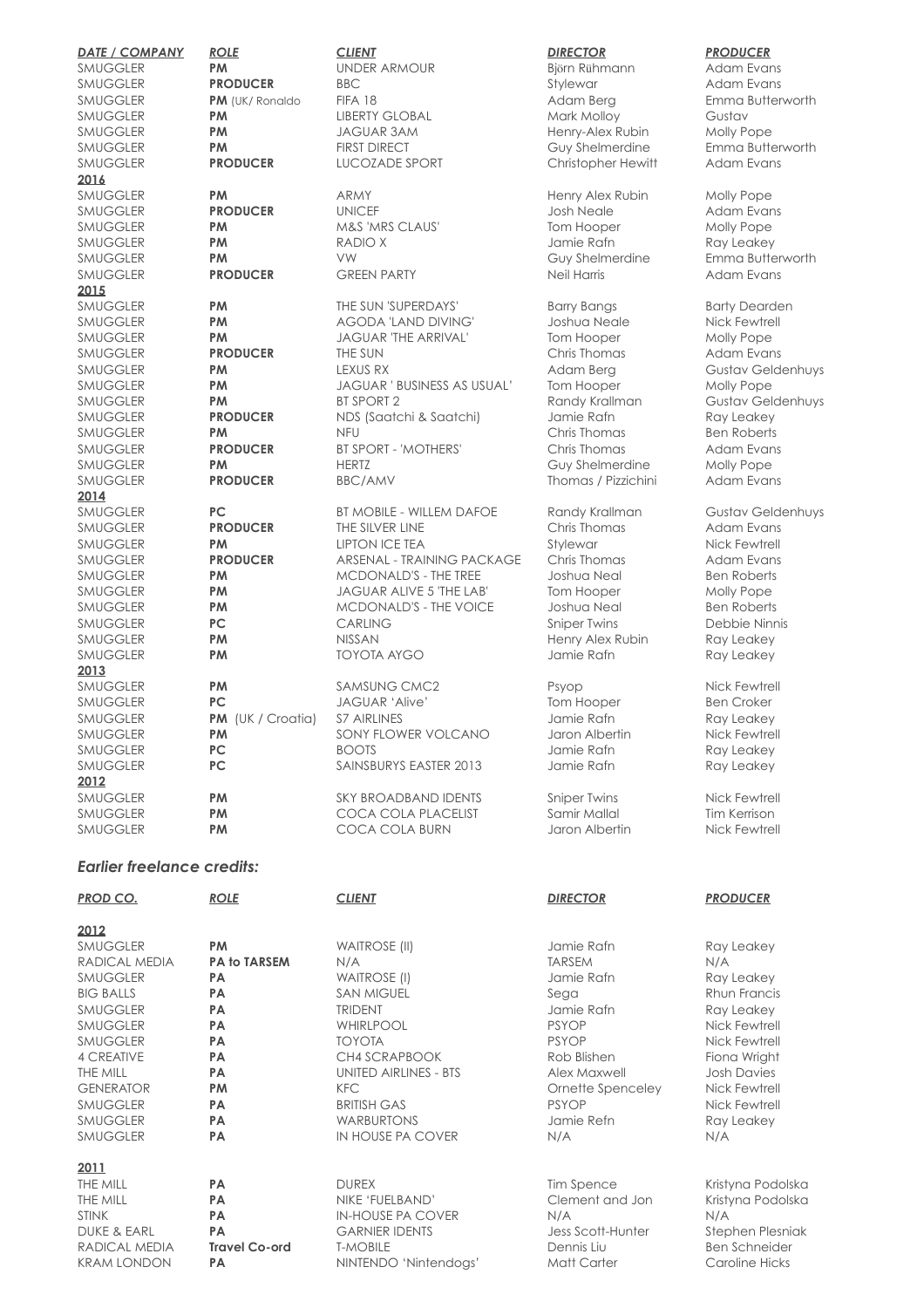| *DATE / COMPANY* | *ROLE* | *CLIENT* | *DIRECTOR* | *PRODUCER* |
|---|---|---|---|---|
| SMUGGLER | **PM** | UNDER ARMOUR | Björn Rühmann | Adam Evans |
| SMUGGLER | **PRODUCER** | BBC | Stylewar | Adam Evans |
| SMUGGLER | **PM** (UK/ Ronaldo | FIFA 18 | Adam Berg | Emma Butterworth |
| SMUGGLER | **PM** | LIBERTY GLOBAL | Mark Molloy | Gustav |
| SMUGGLER | **PM** | JAGUAR 3AM | Henry-Alex Rubin | Molly Pope |
| SMUGGLER | **PM** | FIRST DIRECT | Guy Shelmerdine | Emma Butterworth |
| SMUGGLER | **PRODUCER** | LUCOZADE SPORT | Christopher Hewitt | Adam Evans |
| **2016** | | | | |
| SMUGGLER | **PM** | ARMY | Henry Alex Rubin | Molly Pope |
| SMUGGLER | **PRODUCER** | UNICEF | Josh Neale | Adam Evans |
| SMUGGLER | **PM** | M&S 'MRS CLAUS' | Tom Hooper | Molly Pope |
| SMUGGLER | **PM** | RADIO X | Jamie Rafn | Ray Leakey |
| SMUGGLER | **PM** | VW | Guy Shelmerdine | Emma Butterworth |
| SMUGGLER | **PRODUCER** | GREEN PARTY | Neil Harris | Adam Evans |
| **2015** | | | | |
| SMUGGLER | **PM** | THE SUN 'SUPERDAYS' | Barry Bangs | Barty Dearden |
| SMUGGLER | **PM** | AGODA 'LAND DIVING' | Joshua Neale | Nick Fewtrell |
| SMUGGLER | **PM** | JAGUAR 'THE ARRIVAL' | Tom Hooper | Molly Pope |
| SMUGGLER | **PRODUCER** | THE SUN | Chris Thomas | Adam Evans |
| SMUGGLER | **PM** | LEXUS RX | Adam Berg | Gustav Geldenhuys |
| SMUGGLER | **PM** | JAGUAR ' BUSINESS AS USUAL' | Tom Hooper | Molly Pope |
| SMUGGLER | **PM** | BT SPORT 2 | Randy Krallman | Gustav Geldenhuys |
| SMUGGLER | **PRODUCER** | NDS (Saatchi & Saatchi) | Jamie Rafn | Ray Leakey |
| SMUGGLER | **PM** | NFU | Chris Thomas | Ben Roberts |
| SMUGGLER | **PRODUCER** | BT SPORT - 'MOTHERS' | Chris Thomas | Adam Evans |
| SMUGGLER | **PM** | HERTZ | Guy Shelmerdine | Molly Pope |
| SMUGGLER | **PRODUCER** | BBC/AMV | Thomas / Pizzichini | Adam Evans |
| **2014** | | | | |
| SMUGGLER | **PC** | BT MOBILE - WILLEM DAFOE | Randy Krallman | Gustav Geldenhuys |
| SMUGGLER | **PRODUCER** | THE SILVER LINE | Chris Thomas | Adam Evans |
| SMUGGLER | **PM** | LIPTON ICE TEA | Stylewar | Nick Fewtrell |
| SMUGGLER | **PRODUCER** | ARSENAL - TRAINING PACKAGE | Chris Thomas | Adam Evans |
| SMUGGLER | **PM** | MCDONALD'S - THE TREE | Joshua Neal | Ben Roberts |
| SMUGGLER | **PM** | JAGUAR ALIVE 5 'THE LAB' | Tom Hooper | Molly Pope |
| SMUGGLER | **PM** | MCDONALD'S - THE VOICE | Joshua Neal | Ben Roberts |
| SMUGGLER | **PC** | CARLING | Sniper Twins | Debbie Ninnis |
| SMUGGLER | **PM** | NISSAN | Henry Alex Rubin | Ray Leakey |
| SMUGGLER | **PM** | TOYOTA AYGO | Jamie Rafn | Ray Leakey |
| **2013** | | | | |
| SMUGGLER | **PM** | SAMSUNG CMC2 | Psyop | Nick Fewtrell |
| SMUGGLER | **PC** | JAGUAR 'Alive' | Tom Hooper | Ben Croker |
| SMUGGLER | **PM** (UK / Croatia) | S7 AIRLINES | Jamie Rafn | Ray Leakey |
| SMUGGLER | **PM** | SONY FLOWER VOLCANO | Jaron Albertin | Nick Fewtrell |
| SMUGGLER | **PC** | BOOTS | Jamie Rafn | Ray Leakey |
| SMUGGLER | **PC** | SAINSBURYS EASTER 2013 | Jamie Rafn | Ray Leakey |
| **2012** | | | | |
| SMUGGLER | **PM** | SKY BROADBAND IDENTS | Sniper Twins | Nick Fewtrell |
| SMUGGLER | **PM** | COCA COLA PLACELIST | Samir Mallal | Tim Kerrison |
| SMUGGLER | **PM** | COCA COLA BURN | Jaron Albertin | Nick Fewtrell |

### *Earlier freelance credits:*

| *PROD CO.* | *ROLE* | *CLIENT* | *DIRECTOR* | *PRODUCER* |
|---|---|---|---|---|
| **2012** | | | | |
| SMUGGLER | **PM** | WAITROSE (II) | Jamie Rafn | Ray Leakey |
| RADICAL MEDIA | **PA to TARSEM** | N/A | TARSEM | N/A |
| SMUGGLER | **PA** | WAITROSE (I) | Jamie Rafn | Ray Leakey |
| BIG BALLS | **PA** | SAN MIGUEL | Sega | Rhun Francis |
| SMUGGLER | **PA** | TRIDENT | Jamie Rafn | Ray Leakey |
| SMUGGLER | **PA** | WHIRLPOOL | PSYOP | Nick Fewtrell |
| SMUGGLER | **PA** | TOYOTA | PSYOP | Nick Fewtrell |
| 4 CREATIVE | **PA** | CH4 SCRAPBOOK | Rob Blishen | Fiona Wright |
| THE MILL | **PA** | UNITED AIRLINES - BTS | Alex Maxwell | Josh Davies |
| GENERATOR | **PM** | KFC | Ornette Spenceley | Nick Fewtrell |
| SMUGGLER | **PA** | BRITISH GAS | PSYOP | Nick Fewtrell |
| SMUGGLER | **PA** | WARBURTONS | Jamie Refn | Ray Leakey |
| SMUGGLER | **PA** | IN HOUSE PA COVER | N/A | N/A |
| **2011** | | | | |
| THE MILL | **PA** | DUREX | Tim Spence | Kristyna Podolska |
| THE MILL | **PA** | NIKE 'FUELBAND' | Clement and Jon | Kristyna Podolska |
| STINK | **PA** | IN-HOUSE PA COVER | N/A | N/A |
| DUKE & EARL | **PA** | GARNIER IDENTS | Jess Scott-Hunter | Stephen Plesniak |
| RADICAL MEDIA | **Travel Co-ord** | T-MOBILE | Dennis Liu | Ben Schneider |
| KRAM LONDON | **PA** | NINTENDO 'Nintendogs' | Matt Carter | Caroline Hicks |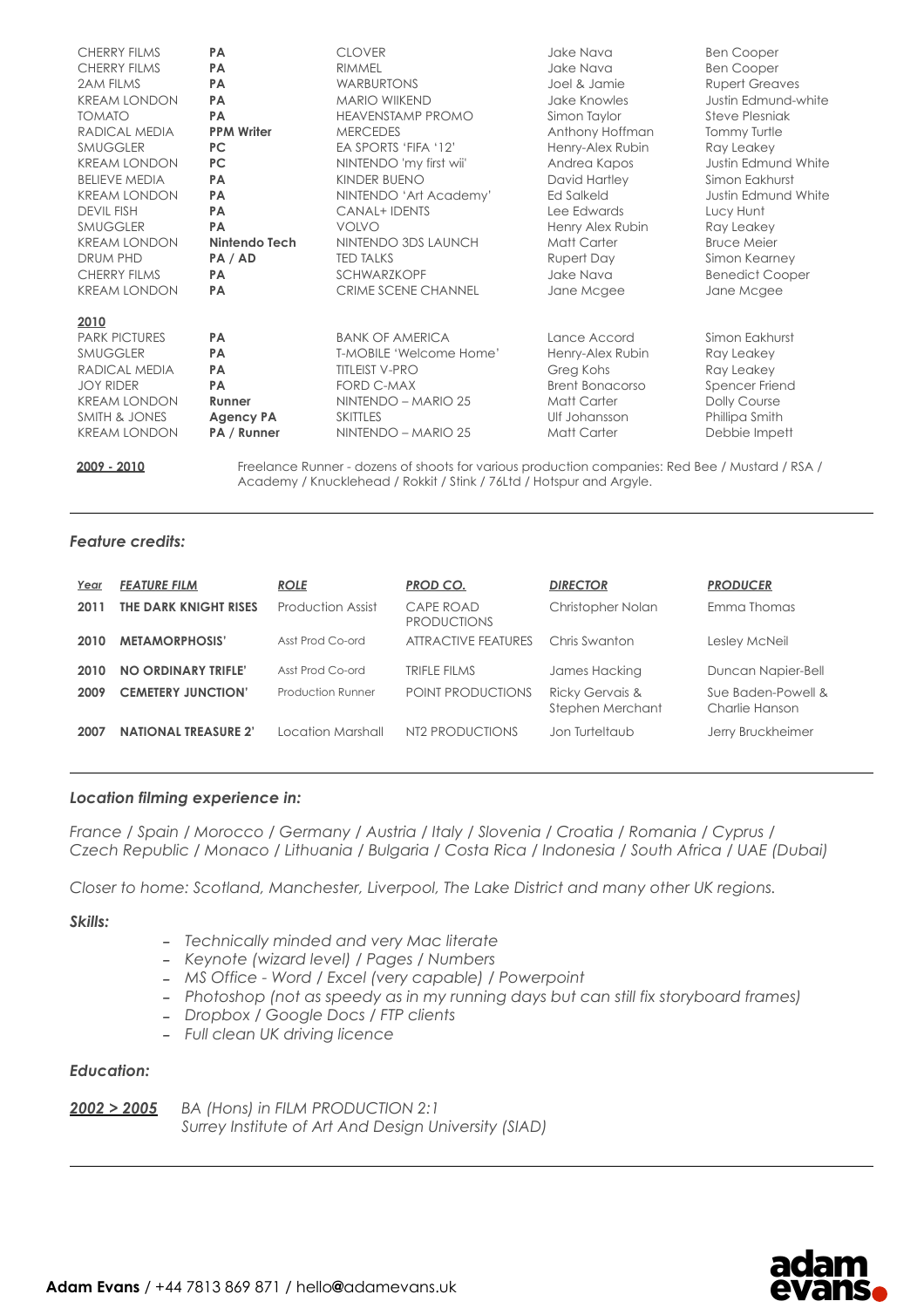| | | | | |
|---|---|---|---|---|
| CHERRY FILMS | **PA** | CLOVER | Jake Nava | Ben Cooper |
| CHERRY FILMS | **PA** | RIMMEL | Jake Nava | Ben Cooper |
| 2AM FILMS | **PA** | WARBURTONS | Joel & Jamie | Rupert Greaves |
| KREAM LONDON | **PA** | MARIO WIIKEND | Jake Knowles | Justin Edmund-white |
| TOMATO | **PA** | HEAVENSTAMP PROMO | Simon Taylor | Steve Plesniak |
| RADICAL MEDIA | **PPM Writer** | MERCEDES | Anthony Hoffman | Tommy Turtle |
| SMUGGLER | **PC** | EA SPORTS 'FIFA '12' | Henry-Alex Rubin | Ray Leakey |
| KREAM LONDON | **PC** | NINTENDO 'my first wii' | Andrea Kapos | Justin Edmund White |
| BELIEVE MEDIA | **PA** | KINDER BUENO | David Hartley | Simon Eakhurst |
| KREAM LONDON | **PA** | NINTENDO 'Art Academy' | Ed Salkeld | Justin Edmund White |
| DEVIL FISH | **PA** | CANAL+ IDENTS | Lee Edwards | Lucy Hunt |
| SMUGGLER | **PA** | VOLVO | Henry Alex Rubin | Ray Leakey |
| KREAM LONDON | **Nintendo Tech** | NINTENDO 3DS LAUNCH | Matt Carter | Bruce Meier |
| DRUM PHD | **PA / AD** | TED TALKS | Rupert Day | Simon Kearney |
| CHERRY FILMS | **PA** | SCHWARZKOPF | Jake Nava | Benedict Cooper |
| KREAM LONDON | **PA** | CRIME SCENE CHANNEL | Jane Mcgee | Jane Mcgee |

**2010**

| | | | | |
|---|---|---|---|---|
| PARK PICTURES | **PA** | BANK OF AMERICA | Lance Accord | Simon Eakhurst |
| SMUGGLER | **PA** | T-MOBILE 'Welcome Home' | Henry-Alex Rubin | Ray Leakey |
| RADICAL MEDIA | **PA** | TITLEIST V-PRO | Greg Kohs | Ray Leakey |
| JOY RIDER | **PA** | FORD C-MAX | Brent Bonacorso | Spencer Friend |
| KREAM LONDON | **Runner** | NINTENDO – MARIO 25 | Matt Carter | Dolly Course |
| SMITH & JONES | **Agency PA** | SKITTLES | Ulf Johansson | Phillipa Smith |
| KREAM LONDON | **PA / Runner** | NINTENDO – MARIO 25 | Matt Carter | Debbie Impett |

**2009 - 2010** Freelance Runner - dozens of shoots for various production companies: Red Bee / Mustard / RSA / Academy / Knucklehead / Rokkit / Stink / 76Ltd / Hotspur and Argyle.

---

***Feature credits:***

| *Year* | *FEATURE FILM* | *ROLE* | *PROD CO.* | *DIRECTOR* | *PRODUCER* |
|---|---|---|---|---|---|
| **2011** | **THE DARK KNIGHT RISES** | Production Assist | CAPE ROAD PRODUCTIONS | Christopher Nolan | Emma Thomas |
| **2010** | **METAMORPHOSIS'** | Asst Prod Co-ord | ATTRACTIVE FEATURES | Chris Swanton | Lesley McNeil |
| **2010** | **NO ORDINARY TRIFLE'** | Asst Prod Co-ord | TRIFLE FILMS | James Hacking | Duncan Napier-Bell |
| **2009** | **CEMETERY JUNCTION'** | Production Runner | POINT PRODUCTIONS | Ricky Gervais & Stephen Merchant | Sue Baden-Powell & Charlie Hanson |
| **2007** | **NATIONAL TREASURE 2'** | Location Marshall | NT2 PRODUCTIONS | Jon Turteltaub | Jerry Bruckheimer |

---

***Location filming experience in:***

*France / Spain / Morocco / Germany / Austria / Italy / Slovenia / Croatia / Romania / Cyprus / Czech Republic / Monaco / Lithuania / Bulgaria / Costa Rica / Indonesia / South Africa / UAE (Dubai)*

*Closer to home: Scotland, Manchester, Liverpool, The Lake District and many other UK regions.*

***Skills:***

- *Technically minded and very Mac literate*
- *Keynote (wizard level) / Pages / Numbers*
- *MS Office - Word / Excel (very capable) / Powerpoint*
- *Photoshop (not as speedy as in my running days but can still fix storyboard frames)*
- *Dropbox / Google Docs / FTP clients*
- *Full clean UK driving licence*

***Education:***

***2002 > 2005*** *BA (Hons) in FILM PRODUCTION 2:1*
*Surrey Institute of Art And Design University (SIAD)*

---

**Adam Evans** / +44 7813 869 871 / hello@adamevans.uk

adam evans